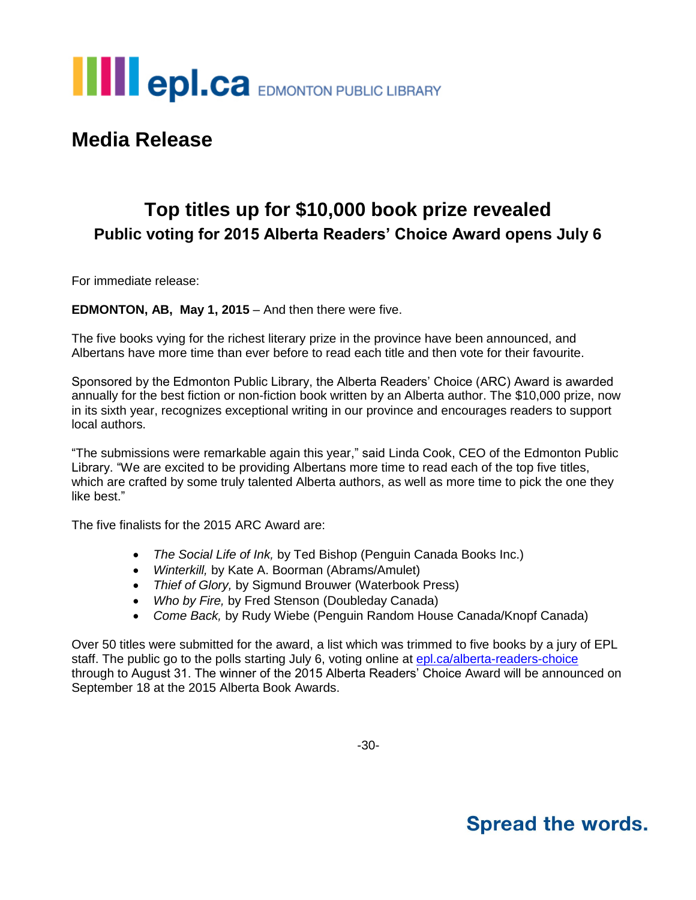epl.ca EDMONTON PUBLIC LIBRARY

# Media Release

## Top titles up for $10,000 book prize revealed

### Public voting for 2015 Alberta Readers' Choice Award opens July 6

For immediate release:

**EDMONTON, AB, May 1, 2015** – And then there were five.

The five books vying for the richest literary prize in the province have been announced, and Albertans have more time than ever before to read each title and then vote for their favourite.

Sponsored by the Edmonton Public Library, the Alberta Readers' Choice (ARC) Award is awarded annually for the best fiction or non-fiction book written by an Alberta author. The $10,000 prize, now in its sixth year, recognizes exceptional writing in our province and encourages readers to support local authors.

"The submissions were remarkable again this year," said Linda Cook, CEO of the Edmonton Public Library. "We are excited to be providing Albertans more time to read each of the top five titles, which are crafted by some truly talented Alberta authors, as well as more time to pick the one they like best."

The five finalists for the 2015 ARC Award are:

- *The Social Life of Ink,* by Ted Bishop (Penguin Canada Books Inc.)
- *Winterkill,* by Kate A. Boorman (Abrams/Amulet)
- *Thief of Glory,* by Sigmund Brouwer (Waterbook Press)
- *Who by Fire,* by Fred Stenson (Doubleday Canada)
- *Come Back,* by Rudy Wiebe (Penguin Random House Canada/Knopf Canada)

Over 50 titles were submitted for the award, a list which was trimmed to five books by a jury of EPL staff. The public go to the polls starting July 6, voting online at [epl.ca/alberta-readers-choice](epl.ca/alberta-readers-choice) through to August 31. The winner of the 2015 Alberta Readers' Choice Award will be announced on September 18 at the 2015 Alberta Book Awards.

-30-

**Spread the words.**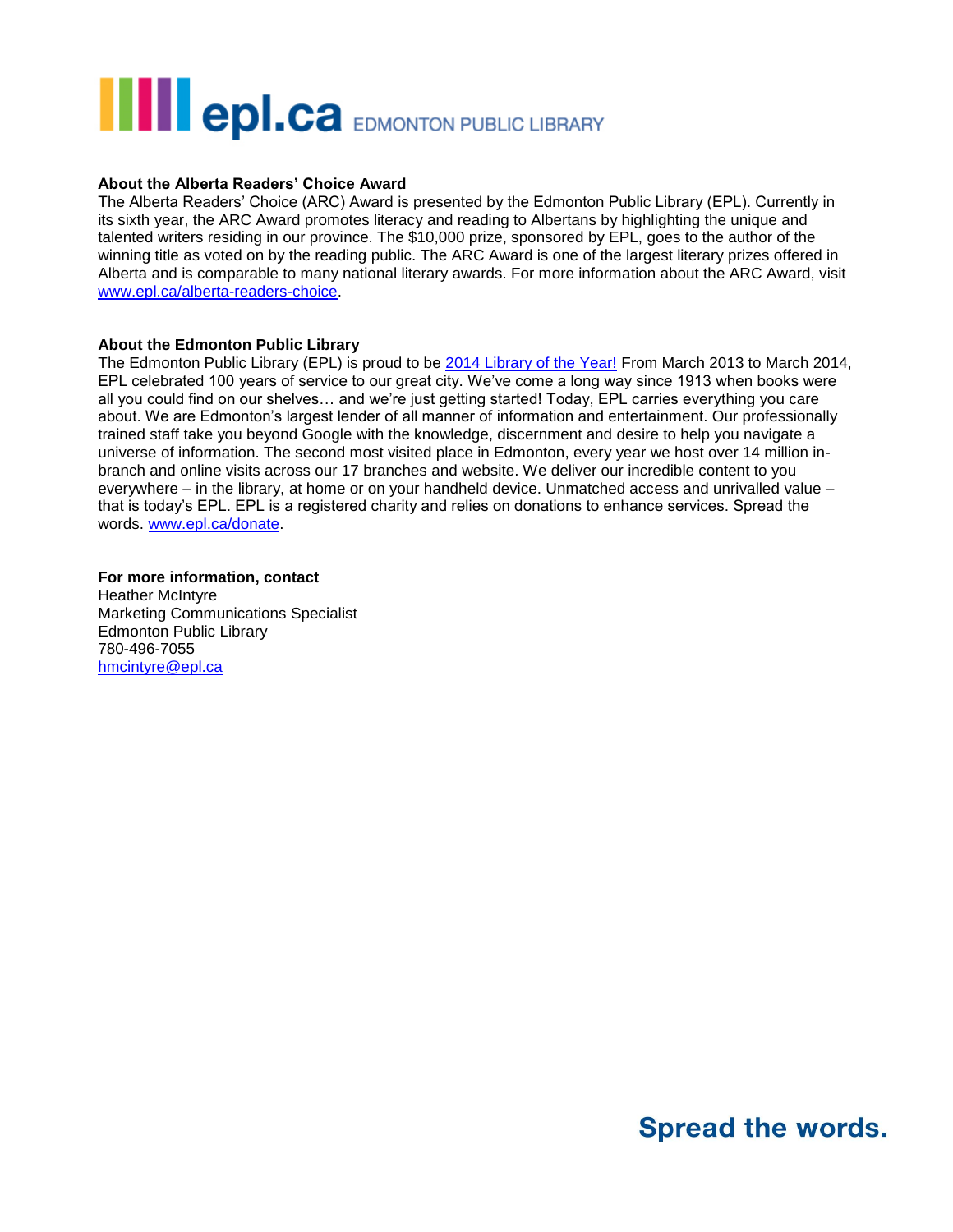**epl.ca** EDMONTON PUBLIC LIBRARY

**About the Alberta Readers' Choice Award**
The Alberta Readers' Choice (ARC) Award is presented by the Edmonton Public Library (EPL). Currently in its sixth year, the ARC Award promotes literacy and reading to Albertans by highlighting the unique and talented writers residing in our province. The $10,000 prize, sponsored by EPL, goes to the author of the winning title as voted on by the reading public. The ARC Award is one of the largest literary prizes offered in Alberta and is comparable to many national literary awards. For more information about the ARC Award, visit www.epl.ca/alberta-readers-choice.

**About the Edmonton Public Library**
The Edmonton Public Library (EPL) is proud to be 2014 Library of the Year! From March 2013 to March 2014, EPL celebrated 100 years of service to our great city. We've come a long way since 1913 when books were all you could find on our shelves… and we're just getting started! Today, EPL carries everything you care about. We are Edmonton's largest lender of all manner of information and entertainment. Our professionally trained staff take you beyond Google with the knowledge, discernment and desire to help you navigate a universe of information. The second most visited place in Edmonton, every year we host over 14 million in-branch and online visits across our 17 branches and website. We deliver our incredible content to you everywhere – in the library, at home or on your handheld device. Unmatched access and unrivalled value – that is today's EPL. EPL is a registered charity and relies on donations to enhance services. Spread the words. www.epl.ca/donate.

**For more information, contact**
Heather McIntyre
Marketing Communications Specialist
Edmonton Public Library
780-496-7055
hmcintyre@epl.ca

**Spread the words.**